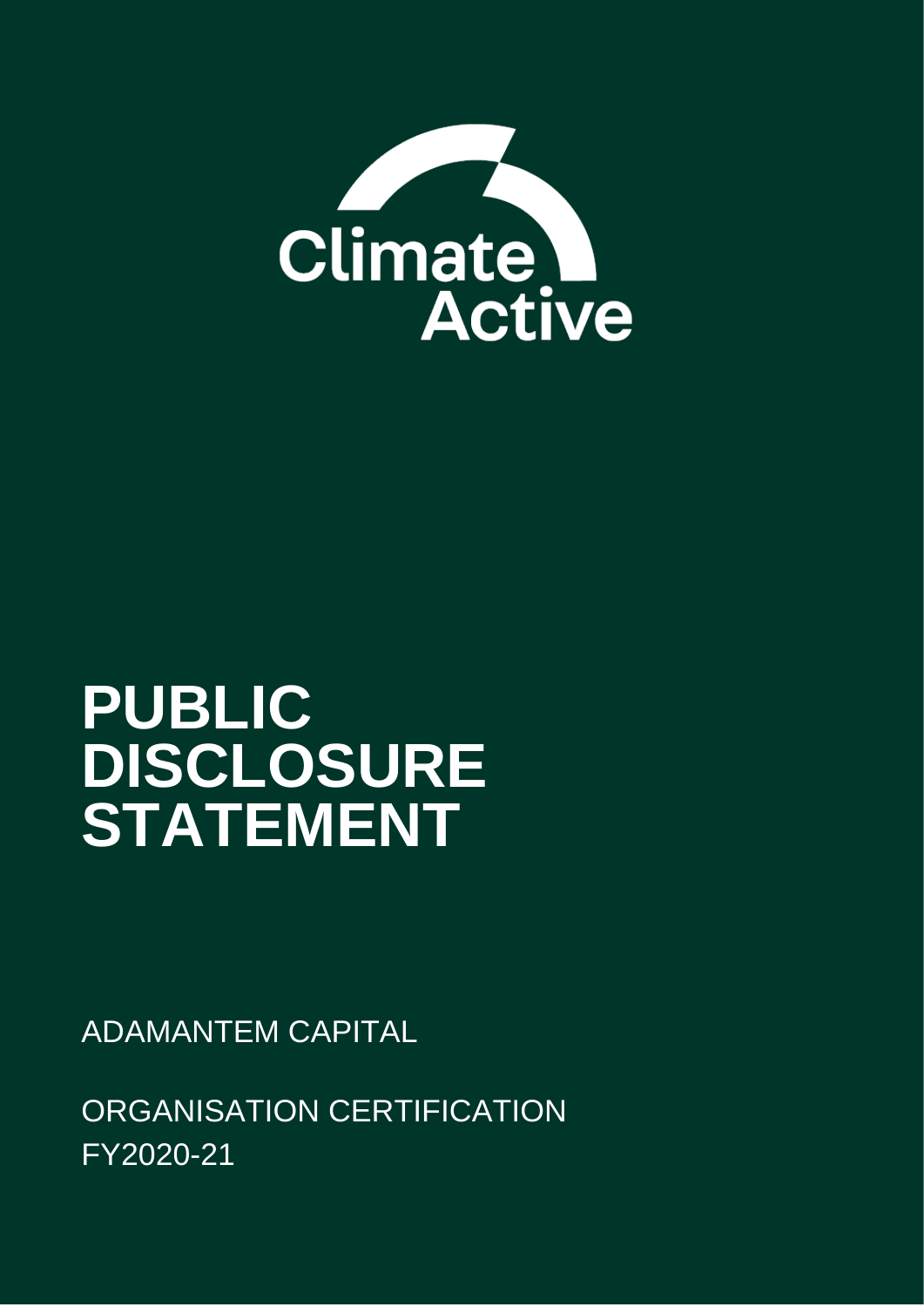Climate Active

# PUBLIC DISCLOSURE STATEMENT

ADAMANTEM CAPITAL

ORGANISATION CERTIFICATION
FY2020-21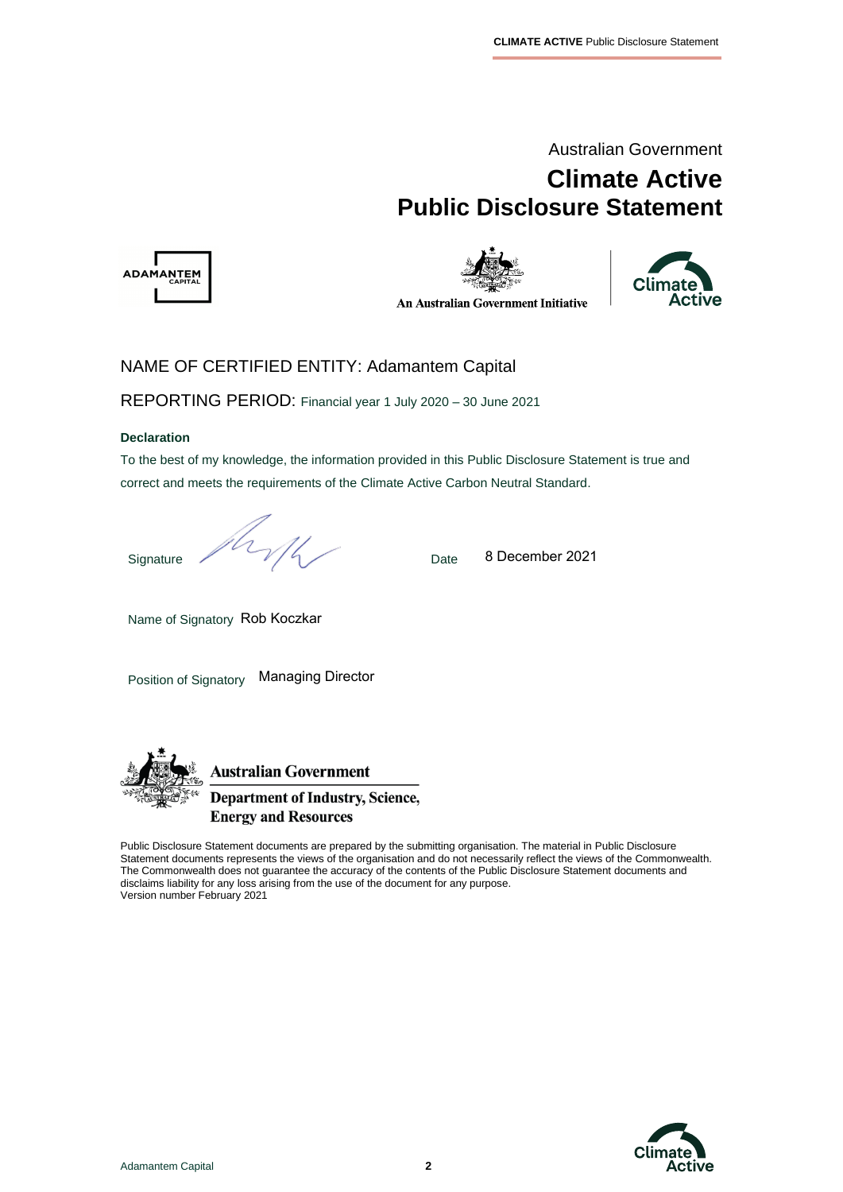Australian Government

# Climate Active Public Disclosure Statement

An Australian Government Initiative

NAME OF CERTIFIED ENTITY: Adamantem Capital

REPORTING PERIOD: Financial year 1 July 2020 – 30 June 2021

**Declaration**

To the best of my knowledge, the information provided in this Public Disclosure Statement is true and correct and meets the requirements of the Climate Active Carbon Neutral Standard.

Signature  Date 8 December 2021

Name of Signatory Rob Koczkar

Position of Signatory Managing Director

**Australian Government**
**Department of Industry, Science, Energy and Resources**

Public Disclosure Statement documents are prepared by the submitting organisation. The material in Public Disclosure Statement documents represents the views of the organisation and do not necessarily reflect the views of the Commonwealth. The Commonwealth does not guarantee the accuracy of the contents of the Public Disclosure Statement documents and disclaims liability for any loss arising from the use of the document for any purpose.
Version number February 2021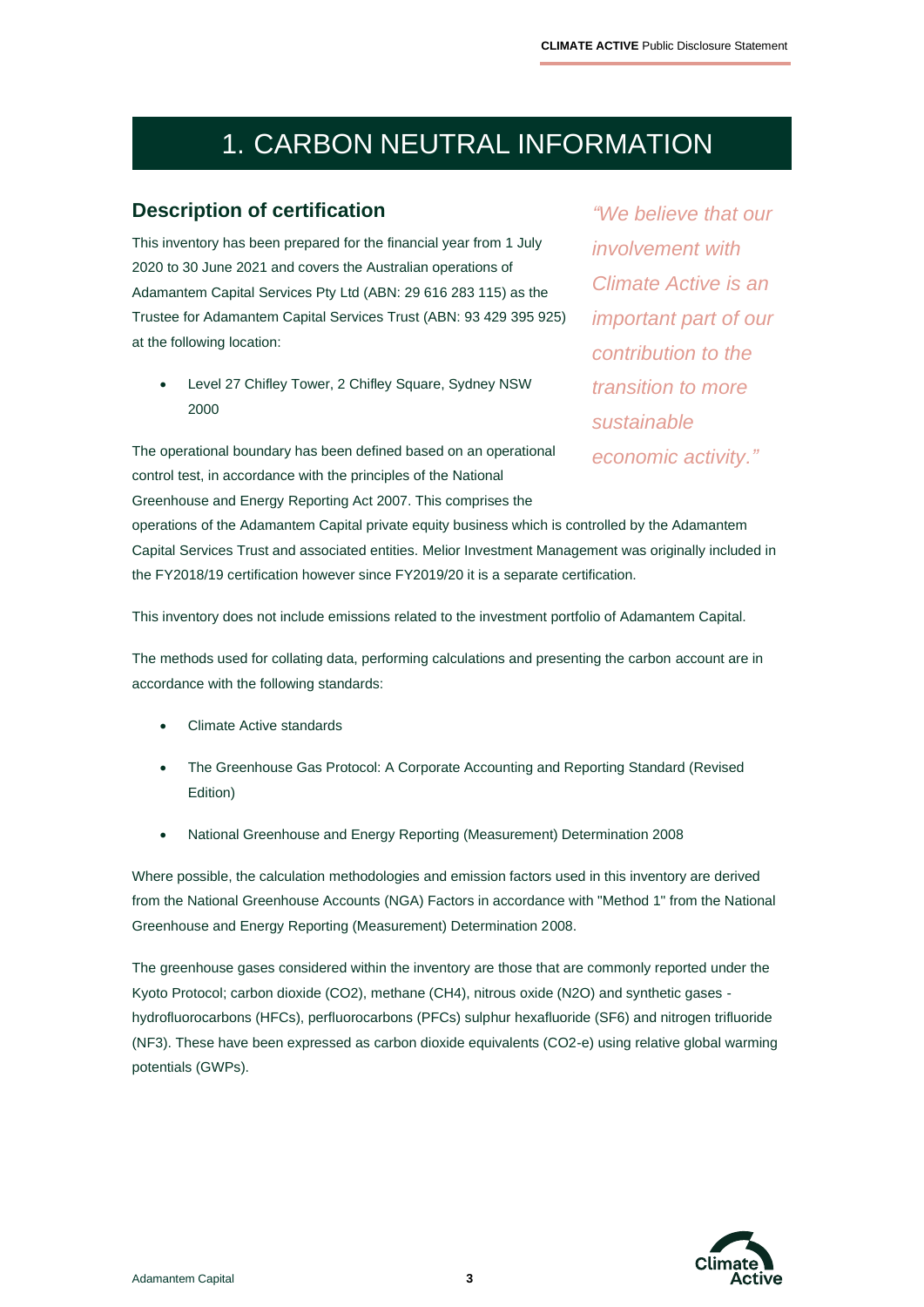# 1. CARBON NEUTRAL INFORMATION

## Description of certification

*"We believe that our involvement with Climate Active is an important part of our contribution to the transition to more sustainable economic activity."*

This inventory has been prepared for the financial year from 1 July 2020 to 30 June 2021 and covers the Australian operations of Adamantem Capital Services Pty Ltd (ABN: 29 616 283 115) as the Trustee for Adamantem Capital Services Trust (ABN: 93 429 395 925) at the following location:

- Level 27 Chifley Tower, 2 Chifley Square, Sydney NSW 2000

The operational boundary has been defined based on an operational control test, in accordance with the principles of the National Greenhouse and Energy Reporting Act 2007. This comprises the operations of the Adamantem Capital private equity business which is controlled by the Adamantem Capital Services Trust and associated entities. Melior Investment Management was originally included in the FY2018/19 certification however since FY2019/20 it is a separate certification.

This inventory does not include emissions related to the investment portfolio of Adamantem Capital.

The methods used for collating data, performing calculations and presenting the carbon account are in accordance with the following standards:

- Climate Active standards
- The Greenhouse Gas Protocol: A Corporate Accounting and Reporting Standard (Revised Edition)
- National Greenhouse and Energy Reporting (Measurement) Determination 2008

Where possible, the calculation methodologies and emission factors used in this inventory are derived from the National Greenhouse Accounts (NGA) Factors in accordance with "Method 1" from the National Greenhouse and Energy Reporting (Measurement) Determination 2008.

The greenhouse gases considered within the inventory are those that are commonly reported under the Kyoto Protocol; carbon dioxide ($CO_2$), methane ($CH_4$), nitrous oxide ($N_2O$) and synthetic gases - hydrofluorocarbons (HFCs), perfluorocarbons (PFCs) sulphur hexafluoride ($SF_6$) and nitrogen trifluoride ($NF_3$). These have been expressed as carbon dioxide equivalents ($CO_2$-e) using relative global warming potentials (GWPs).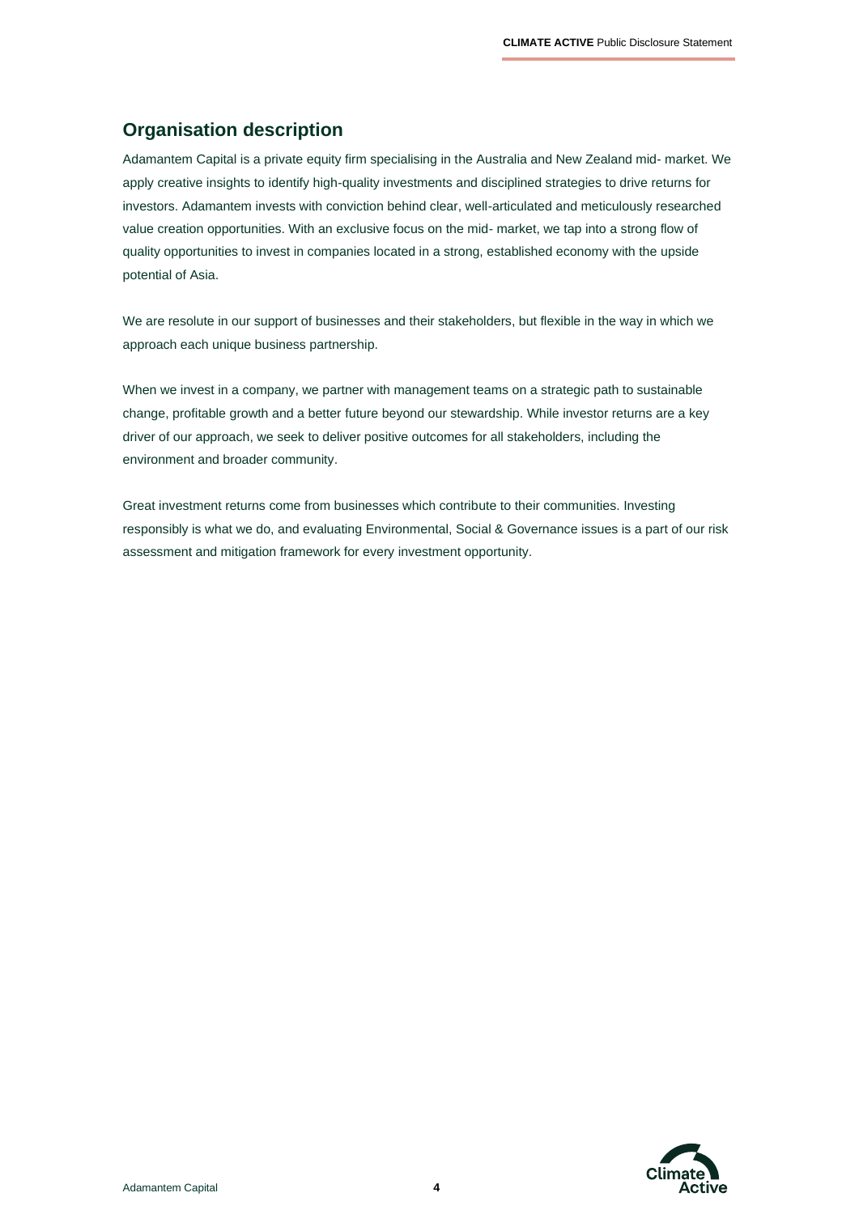## Organisation description

Adamantem Capital is a private equity firm specialising in the Australia and New Zealand mid- market. We apply creative insights to identify high-quality investments and disciplined strategies to drive returns for investors. Adamantem invests with conviction behind clear, well-articulated and meticulously researched value creation opportunities. With an exclusive focus on the mid- market, we tap into a strong flow of quality opportunities to invest in companies located in a strong, established economy with the upside potential of Asia.

We are resolute in our support of businesses and their stakeholders, but flexible in the way in which we approach each unique business partnership.

When we invest in a company, we partner with management teams on a strategic path to sustainable change, profitable growth and a better future beyond our stewardship. While investor returns are a key driver of our approach, we seek to deliver positive outcomes for all stakeholders, including the environment and broader community.

Great investment returns come from businesses which contribute to their communities. Investing responsibly is what we do, and evaluating Environmental, Social & Governance issues is a part of our risk assessment and mitigation framework for every investment opportunity.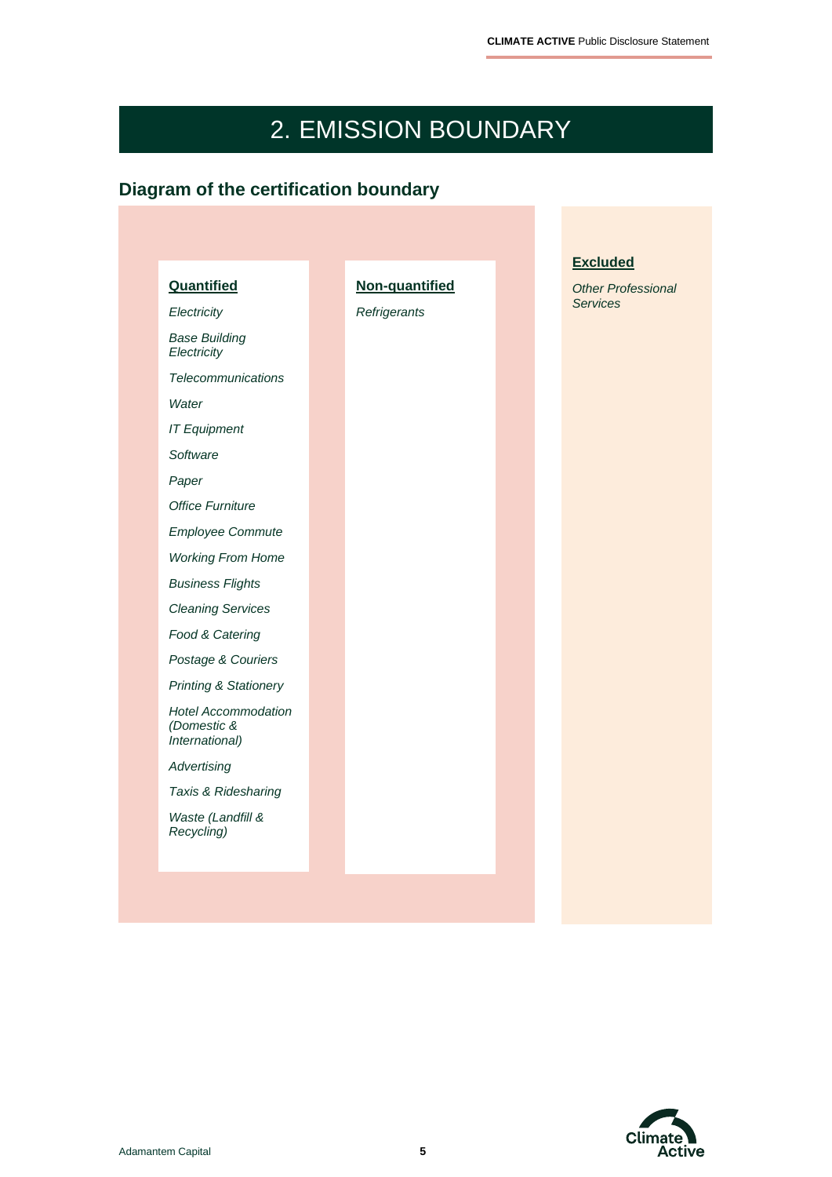# 2. EMISSION BOUNDARY

## Diagram of the certification boundary

**Quantified**

*Electricity*

*Base Building Electricity*

*Telecommunications*

*Water*

*IT Equipment*

*Software*

*Paper*

*Office Furniture*

*Employee Commute*

*Working From Home*

*Business Flights*

*Cleaning Services*

*Food & Catering*

*Postage & Couriers*

*Printing & Stationery*

*Hotel Accommodation (Domestic & International)*

*Advertising*

*Taxis & Ridesharing*

*Waste (Landfill & Recycling)*

**Non-quantified**

*Refrigerants*

**Excluded**

*Other Professional Services*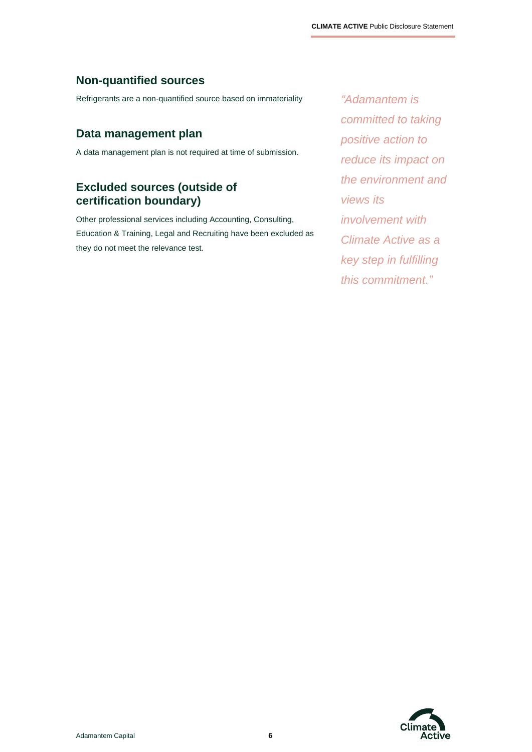## Non-quantified sources

Refrigerants are a non-quantified source based on immateriality

## Data management plan

A data management plan is not required at time of submission.

## Excluded sources (outside of certification boundary)

Other professional services including Accounting, Consulting, Education & Training, Legal and Recruiting have been excluded as they do not meet the relevance test.

*"Adamantem is committed to taking positive action to reduce its impact on the environment and views its involvement with Climate Active as a key step in fulfilling this commitment."*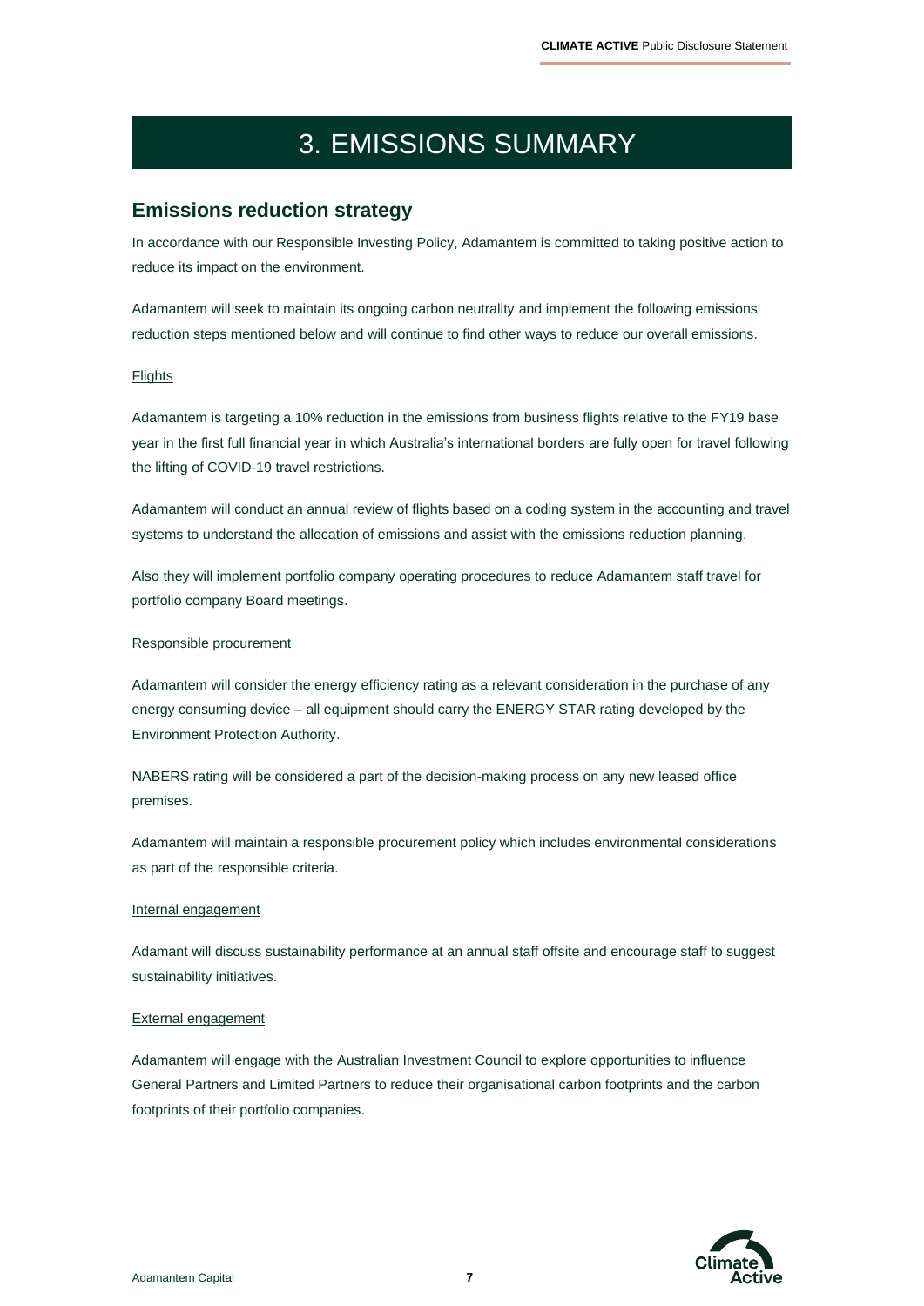# 3. EMISSIONS SUMMARY

## Emissions reduction strategy

In accordance with our Responsible Investing Policy, Adamantem is committed to taking positive action to reduce its impact on the environment.

Adamantem will seek to maintain its ongoing carbon neutrality and implement the following emissions reduction steps mentioned below and will continue to find other ways to reduce our overall emissions.

<u>Flights</u>

Adamantem is targeting a 10% reduction in the emissions from business flights relative to the FY19 base year in the first full financial year in which Australia's international borders are fully open for travel following the lifting of COVID-19 travel restrictions.

Adamantem will conduct an annual review of flights based on a coding system in the accounting and travel systems to understand the allocation of emissions and assist with the emissions reduction planning.

Also they will implement portfolio company operating procedures to reduce Adamantem staff travel for portfolio company Board meetings.

<u>Responsible procurement</u>

Adamantem will consider the energy efficiency rating as a relevant consideration in the purchase of any energy consuming device – all equipment should carry the ENERGY STAR rating developed by the Environment Protection Authority.

NABERS rating will be considered a part of the decision-making process on any new leased office premises.

Adamantem will maintain a responsible procurement policy which includes environmental considerations as part of the responsible criteria.

<u>Internal engagement</u>

Adamant will discuss sustainability performance at an annual staff offsite and encourage staff to suggest sustainability initiatives.

<u>External engagement</u>

Adamantem will engage with the Australian Investment Council to explore opportunities to influence General Partners and Limited Partners to reduce their organisational carbon footprints and the carbon footprints of their portfolio companies.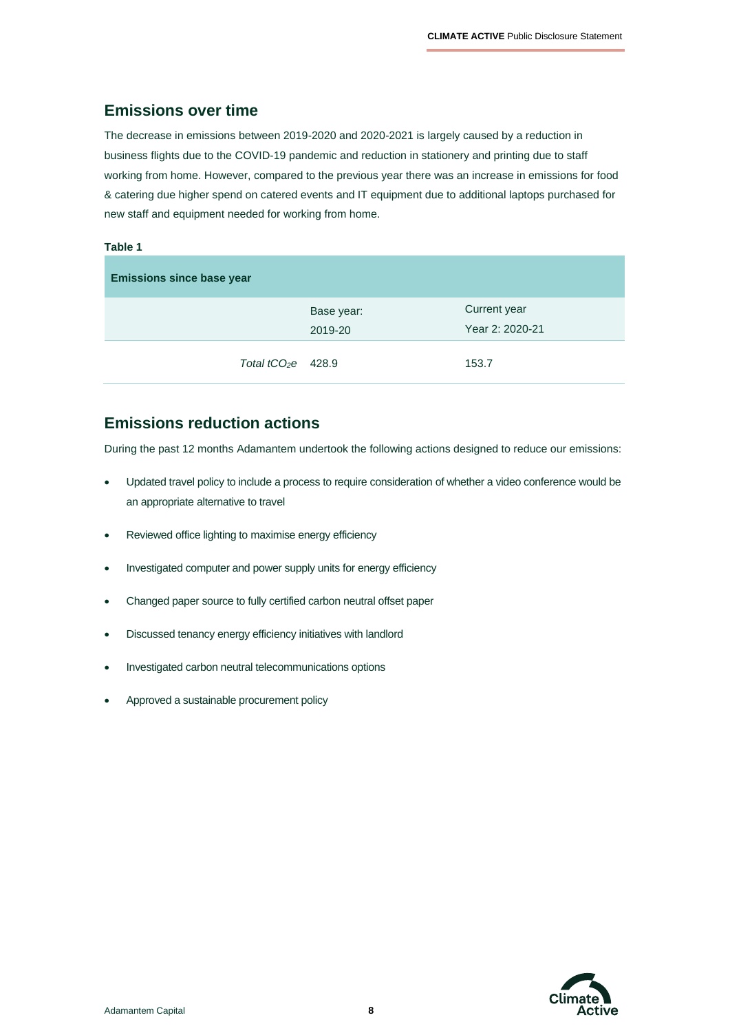## Emissions over time

The decrease in emissions between 2019-2020 and 2020-2021 is largely caused by a reduction in business flights due to the COVID-19 pandemic and reduction in stationery and printing due to staff working from home. However, compared to the previous year there was an increase in emissions for food & catering due higher spend on catered events and IT equipment due to additional laptops purchased for new staff and equipment needed for working from home.

**Table 1**

| Emissions since base year | | |
|---|---|---|
| | Base year: 2019-20 | Current year Year 2: 2020-21 |
| *Total $tCO_2e$* | 428.9 | 153.7 |

## Emissions reduction actions

During the past 12 months Adamantem undertook the following actions designed to reduce our emissions:

- Updated travel policy to include a process to require consideration of whether a video conference would be an appropriate alternative to travel
- Reviewed office lighting to maximise energy efficiency
- Investigated computer and power supply units for energy efficiency
- Changed paper source to fully certified carbon neutral offset paper
- Discussed tenancy energy efficiency initiatives with landlord
- Investigated carbon neutral telecommunications options
- Approved a sustainable procurement policy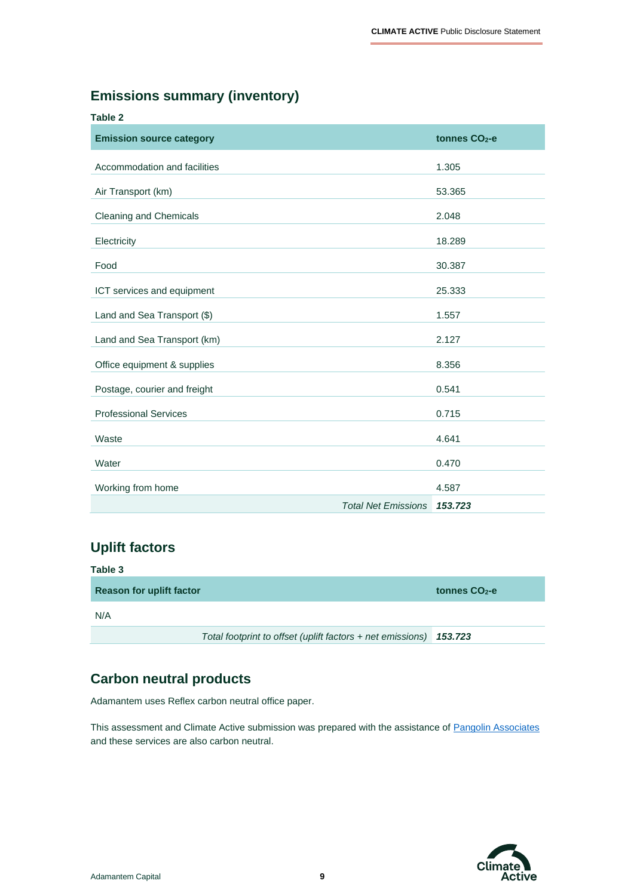## Emissions summary (inventory)

**Table 2**

| Emission source category | tonnes $CO_2$-e |
|---|---|
| Accommodation and facilities | 1.305 |
| Air Transport (km) | 53.365 |
| Cleaning and Chemicals | 2.048 |
| Electricity | 18.289 |
| Food | 30.387 |
| ICT services and equipment | 25.333 |
| Land and Sea Transport ($) | 1.557 |
| Land and Sea Transport (km) | 2.127 |
| Office equipment & supplies | 8.356 |
| Postage, courier and freight | 0.541 |
| Professional Services | 0.715 |
| Waste | 4.641 |
| Water | 0.470 |
| Working from home | 4.587 |
| *Total Net Emissions* | ***153.723*** |

## Uplift factors

**Table 3**

| Reason for uplift factor | tonnes $CO_2$-e |
|---|---|
| N/A | |
| *Total footprint to offset (uplift factors + net emissions)* | ***153.723*** |

## Carbon neutral products

Adamantem uses Reflex carbon neutral office paper.

This assessment and Climate Active submission was prepared with the assistance of Pangolin Associates and these services are also carbon neutral.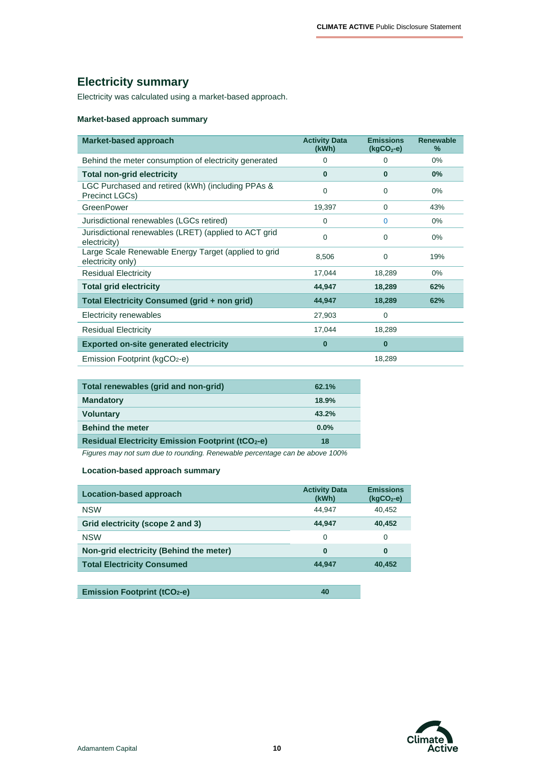## Electricity summary

Electricity was calculated using a market-based approach.

### Market-based approach summary

| Market-based approach | Activity Data (kWh) | Emissions ($kgCO_2$-e) | Renewable % |
|---|---|---|---|
| Behind the meter consumption of electricity generated | 0 | 0 | 0% |
| **Total non-grid electricity** | **0** | **0** | **0%** |
| LGC Purchased and retired (kWh) (including PPAs & Precinct LGCs) | 0 | 0 | 0% |
| GreenPower | 19,397 | 0 | 43% |
| Jurisdictional renewables (LGCs retired) | 0 | 0 | 0% |
| Jurisdictional renewables (LRET) (applied to ACT grid electricity) | 0 | 0 | 0% |
| Large Scale Renewable Energy Target (applied to grid electricity only) | 8,506 | 0 | 19% |
| Residual Electricity | 17,044 | 18,289 | 0% |
| **Total grid electricity** | **44,947** | **18,289** | **62%** |
| **Total Electricity Consumed (grid + non grid)** | **44,947** | **18,289** | **62%** |
| Electricity renewables | 27,903 | 0 | |
| Residual Electricity | 17,044 | 18,289 | |
| **Exported on-site generated electricity** | **0** | **0** | |
| Emission Footprint ($kgCO_2$-e) | | 18,289 | |

| Total renewables (grid and non-grid) | 62.1% |
|---|---|
| **Mandatory** | **18.9%** |
| **Voluntary** | **43.2%** |
| **Behind the meter** | **0.0%** |
| **Residual Electricity Emission Footprint ($tCO_2$-e)** | **18** |

*Figures may not sum due to rounding. Renewable percentage can be above 100%*

### Location-based approach summary

| Location-based approach | Activity Data (kWh) | Emissions ($kgCO_2$-e) |
|---|---|---|
| NSW | 44,947 | 40,452 |
| **Grid electricity (scope 2 and 3)** | **44,947** | **40,452** |
| NSW | 0 | 0 |
| **Non-grid electricity (Behind the meter)** | **0** | **0** |
| **Total Electricity Consumed** | **44,947** | **40,452** |

| Emission Footprint ($tCO_2$-e) | 40 |
|---|---|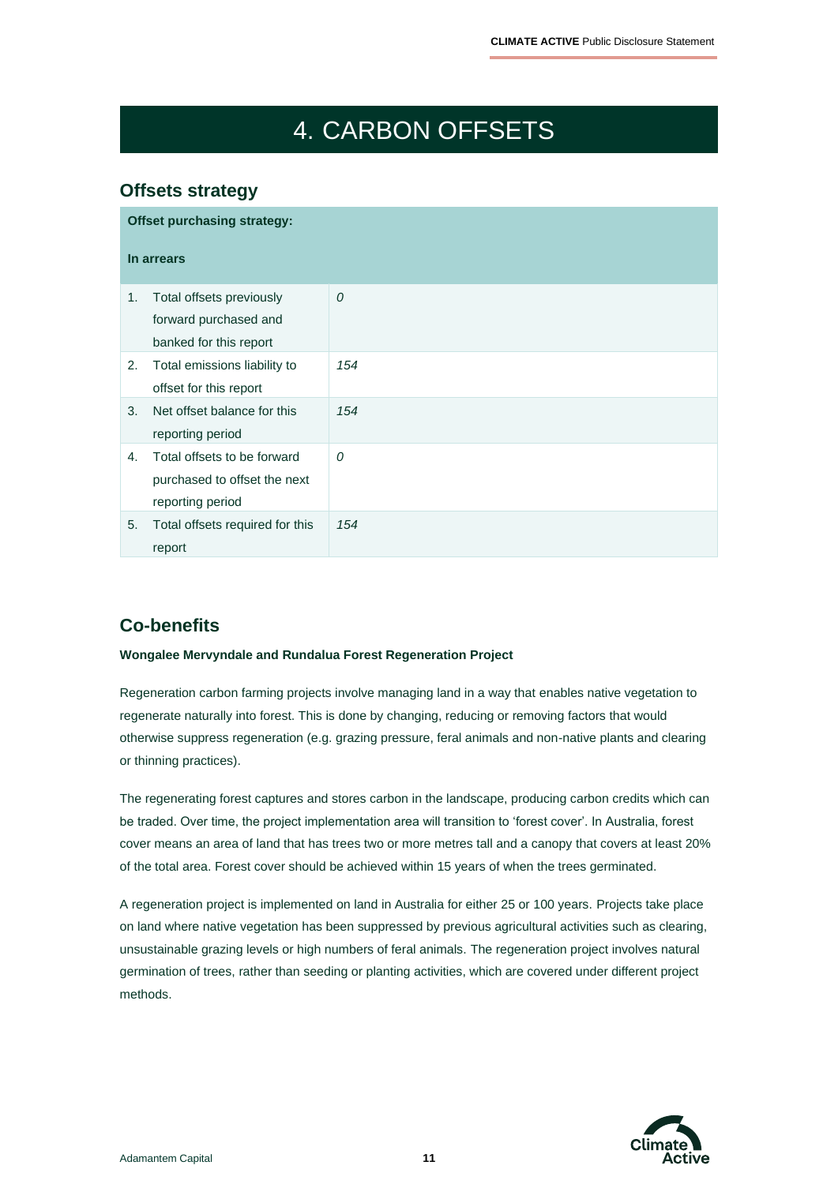# 4. CARBON OFFSETS

## Offsets strategy

| Offset purchasing strategy: **In arrears** | |
|---|---|
| 1. Total offsets previously forward purchased and banked for this report | *0* |
| 2. Total emissions liability to offset for this report | *154* |
| 3. Net offset balance for this reporting period | *154* |
| 4. Total offsets to be forward purchased to offset the next reporting period | *0* |
| 5. Total offsets required for this report | *154* |

## Co-benefits

**Wongalee Mervyndale and Rundalua Forest Regeneration Project**

Regeneration carbon farming projects involve managing land in a way that enables native vegetation to regenerate naturally into forest. This is done by changing, reducing or removing factors that would otherwise suppress regeneration (e.g. grazing pressure, feral animals and non-native plants and clearing or thinning practices).

The regenerating forest captures and stores carbon in the landscape, producing carbon credits which can be traded. Over time, the project implementation area will transition to 'forest cover'. In Australia, forest cover means an area of land that has trees two or more metres tall and a canopy that covers at least 20% of the total area. Forest cover should be achieved within 15 years of when the trees germinated.

A regeneration project is implemented on land in Australia for either 25 or 100 years. Projects take place on land where native vegetation has been suppressed by previous agricultural activities such as clearing, unsustainable grazing levels or high numbers of feral animals. The regeneration project involves natural germination of trees, rather than seeding or planting activities, which are covered under different project methods.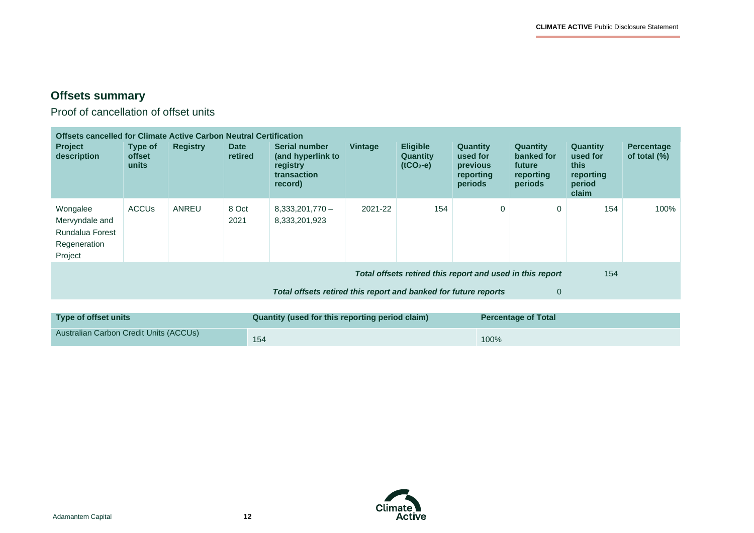## Offsets summary

Proof of cancellation of offset units

| Offsets cancelled for Climate Active Carbon Neutral Certification | | | | | | | | | | |
|---|---|---|---|---|---|---|---|---|---|---|
| Project description | Type of offset units | Registry | Date retired | Serial number (and hyperlink to registry transaction record) | Vintage | Eligible Quantity ($tCO_2$-e) | Quantity used for previous reporting periods | Quantity banked for future reporting periods | Quantity used for this reporting period claim | Percentage of total (%) |
| Wongalee Mervyndale and Rundalua Forest Regeneration Project | ACCUs | ANREU | 8 Oct 2021 | 8,333,201,770 – 8,333,201,923 | 2021-22 | 154 | 0 | 0 | 154 | 100% |
| | | | | | | | | ***Total offsets retired this report and used in this report*** | 154 | |
| | | | | | | | ***Total offsets retired this report and banked for future reports*** | 0 | | |

| Type of offset units | Quantity (used for this reporting period claim) | Percentage of Total |
|---|---|---|
| Australian Carbon Credit Units (ACCUs) | 154 | 100% |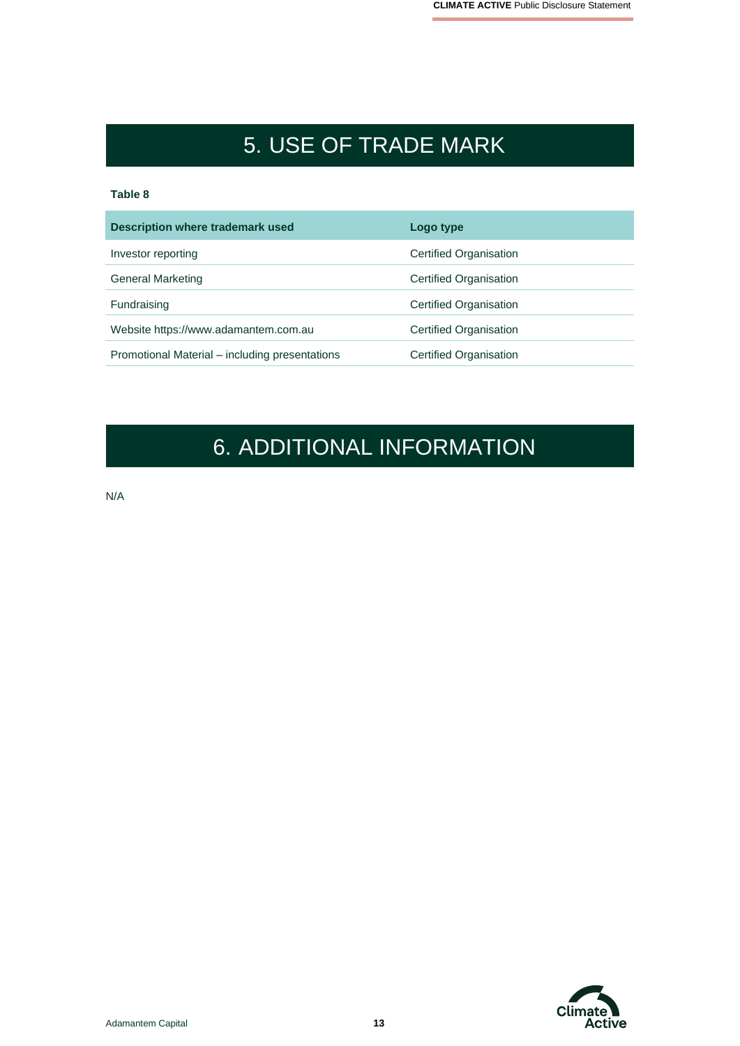# 5. USE OF TRADE MARK

**Table 8**

| Description where trademark used | Logo type |
|---|---|
| Investor reporting | Certified Organisation |
| General Marketing | Certified Organisation |
| Fundraising | Certified Organisation |
| Website https://www.adamantem.com.au | Certified Organisation |
| Promotional Material – including presentations | Certified Organisation |

# 6. ADDITIONAL INFORMATION

N/A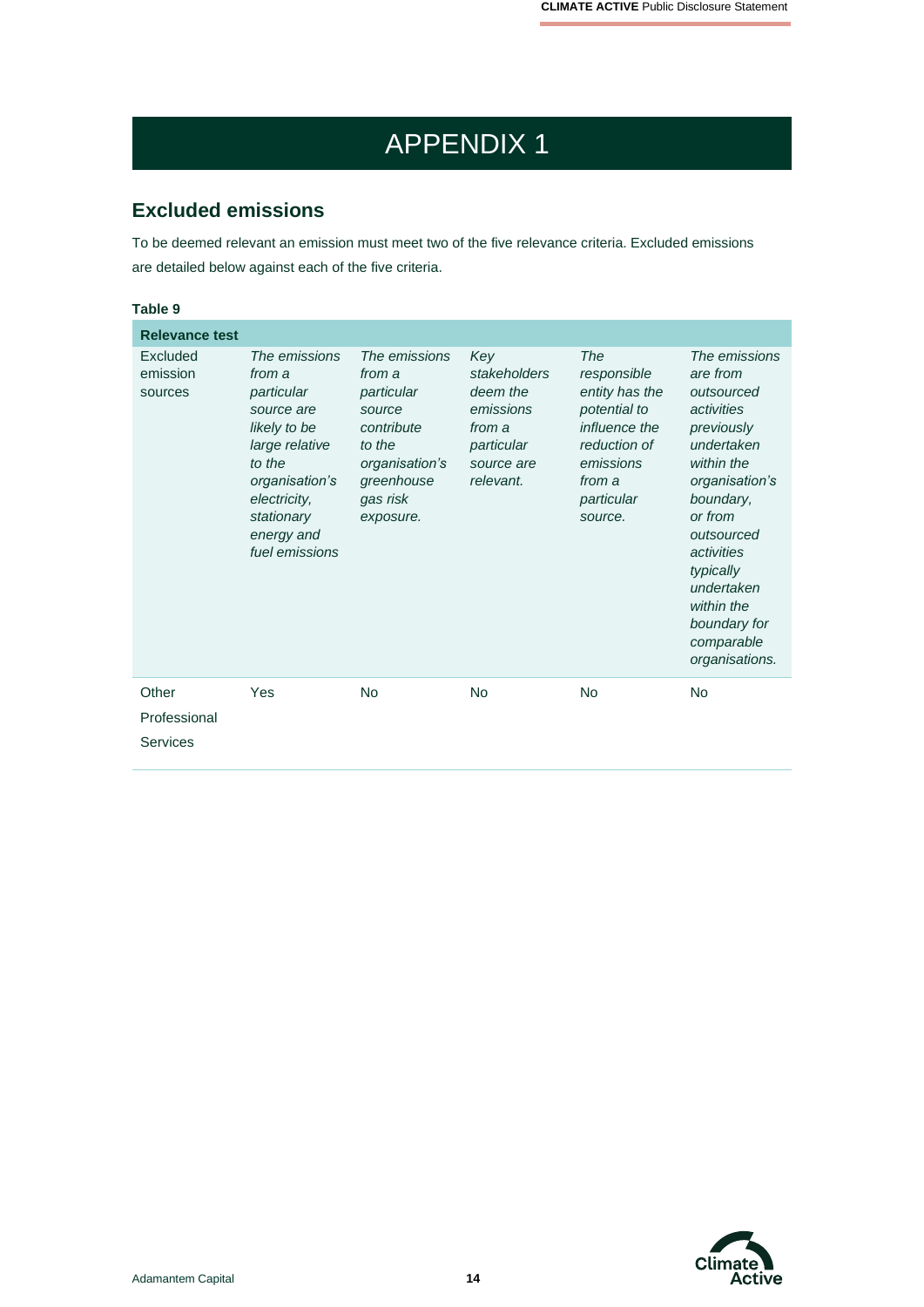# APPENDIX 1

## Excluded emissions

To be deemed relevant an emission must meet two of the five relevance criteria. Excluded emissions are detailed below against each of the five criteria.

**Table 9**

| Relevance test | | | | | |
|---|---|---|---|---|---|
| Excluded emission sources | *The emissions from a particular source are likely to be large relative to the organisation's electricity, stationary energy and fuel emissions* | *The emissions from a particular source contribute to the organisation's greenhouse gas risk exposure.* | *Key stakeholders deem the emissions from a particular source are relevant.* | *The responsible entity has the potential to influence the reduction of emissions from a particular source.* | *The emissions are from outsourced activities previously undertaken within the organisation's boundary, or from outsourced activities typically undertaken within the boundary for comparable organisations.* |
| Other Professional Services | Yes | No | No | No | No |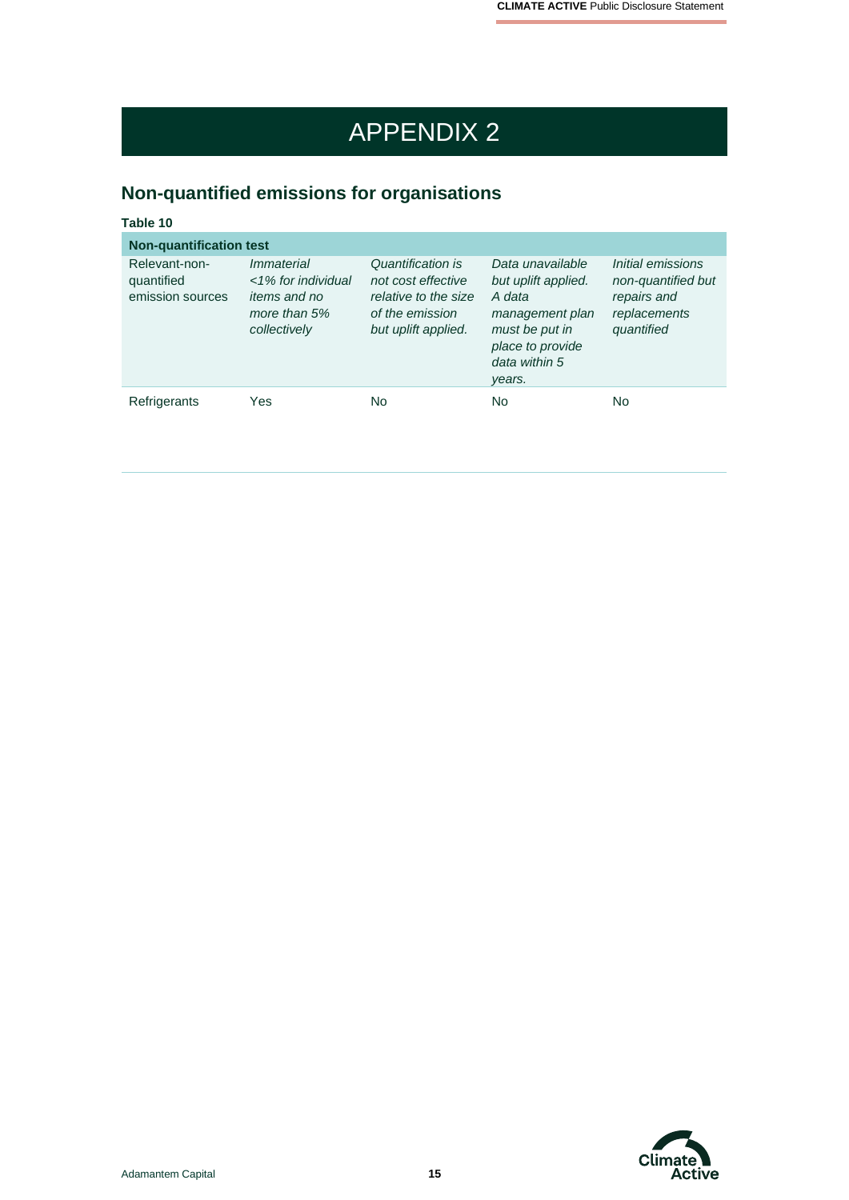# APPENDIX 2

## Non-quantified emissions for organisations

**Table 10**

| Non-quantification test | | | | |
|---|---|---|---|---|
| Relevant-non-quantified emission sources | *Immaterial <1% for individual items and no more than 5% collectively* | *Quantification is not cost effective relative to the size of the emission but uplift applied.* | *Data unavailable but uplift applied. A data management plan must be put in place to provide data within 5 years.* | *Initial emissions non-quantified but repairs and replacements quantified* |
| Refrigerants | Yes | No | No | No |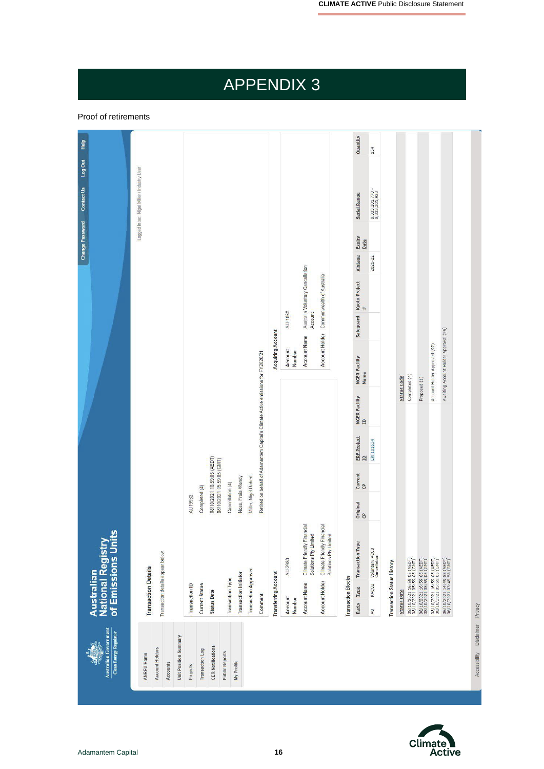# APPENDIX 3

Proof of retirements

**Australian National Registry of Emissions Units**

Australian Government — Clean Energy Regulator

Change Password | Contact Us | Log Out | Help

Logged in as: Nigel Miller / Industry User

ANREU Home
Account Holders
Accounts
Unit Position Summary
Projects
Transaction Log
CER Notifications
Public Reports
My Profile

## Transaction Details

Transaction details appear below.

| | |
|---|---|
| Transaction ID | AU19932 |
| Current Status | Completed (4) |
| Status Date | 08/10/2021 16:59:05 (AEDT) 08/10/2021 05:59:05 (GMT) |
| Transaction Type | Cancellation (4) |
| Transaction Initiator | Noss, Freia Wendy |
| Transaction Approver | Miller, Nigel Robert |
| Comment | Retired on behalf of Adamantem Capital's Climate Active emissions for FY2020/21 |

**Transferring Account**

| | |
|---|---|
| Account Number | AU-2980 |
| Account Name | Climate Friendly Financial Solutions Pty Limited |
| Account Holder | Climate Friendly Financial Solutions Pty Limited |

**Acquiring Account**

| | |
|---|---|
| Account Number | AU-1068 |
| Account Name | Australia Voluntary Cancellation Account |
| Account Holder | Commonwealth of Australia |

**Transaction Blocks**

| Party | Type | Transaction Type | Original CP | Current CP | ERF Project ID | NGER Facility ID | NGER Facility Name | Safeguard | Kyoto Project # | Vintage | Expiry Date | Serial Range | Quantity |
|---|---|---|---|---|---|---|---|---|---|---|---|---|---|
| AU | KACCU | Voluntary ACCU Cancellation | | | ERF101634 | | | | | 2021-22 | | 8,333,201,770 - 8,333,201,923 | 154 |

**Transaction Status History**

| Status Date | Status Code |
|---|---|
| 08/10/2021 16:59:05 (AEDT) 08/10/2021 05:59:05 (GMT) | Completed (4) |
| 08/10/2021 16:59:05 (AEDT) 08/10/2021 05:59:05 (GMT) | Proposed (1) |
| 08/10/2021 16:59:05 (AEDT) 08/10/2021 05:59:05 (GMT) | Account Holder Approved (97) |
| 06/10/2021 14:49:58 (AEDT) 06/10/2021 03:49:58 (GMT) | Awaiting Account Holder Approval (95) |

Accessibility | Disclaimer | Privacy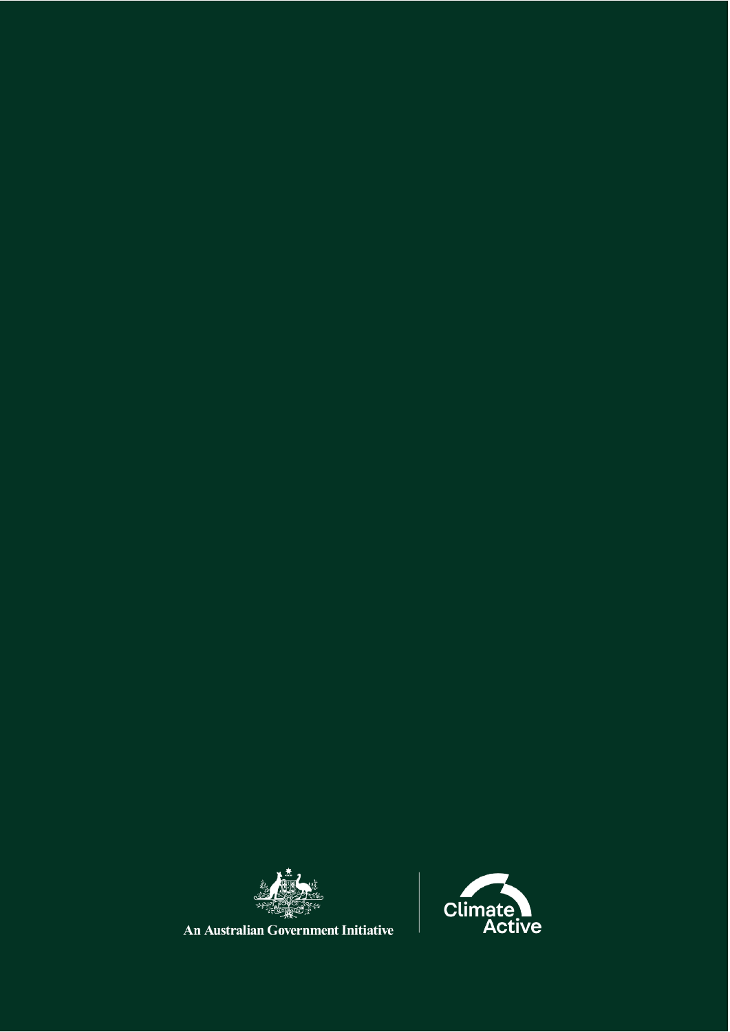An Australian Government Initiative

Climate Active